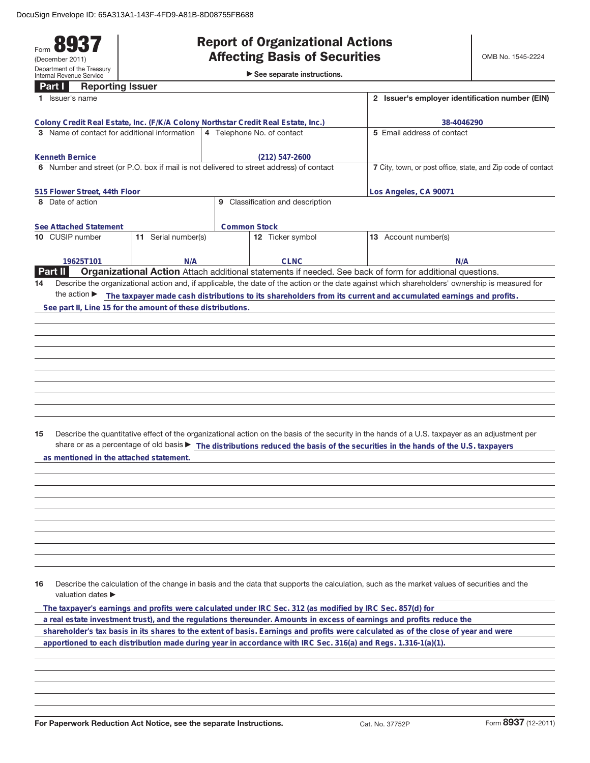DocuSign Envelope ID: 65A313A1-143F-4FD9-A81B-8D08755FB688

Form **8937**
(December 2011)
Department of the Treasury
Internal Revenue Service

# Report of Organizational Actions Affecting Basis of Securities

► See separate instructions.

OMB No. 1545-2224

## Part I Reporting Issuer

| 1 Issuer's name | | | | 2 Issuer's employer identification number (EIN) |
|---|---|---|---|---|
| Colony Credit Real Estate, Inc. (F/K/A Colony Northstar Credit Real Estate, Inc.) | | | | 38-4046290 |
| 3 Name of contact for additional information | | 4 Telephone No. of contact | | 5 Email address of contact |
| Kenneth Bernice | | (212) 547-2600 | | |
| 6 Number and street (or P.O. box if mail is not delivered to street address) of contact | | | | 7 City, town, or post office, state, and Zip code of contact |
| 515 Flower Street, 44th Floor | | | | Los Angeles, CA 90071 |
| 8 Date of action | | 9 Classification and description | | |
| See Attached Statement | | Common Stock | | |
| 10 CUSIP number | 11 Serial number(s) | | 12 Ticker symbol | 13 Account number(s) |
| 19625T101 | N/A | | CLNC | N/A |

## Part II Organizational Action

Attach additional statements if needed. See back of form for additional questions.

**14** Describe the organizational action and, if applicable, the date of the action or the date against which shareholders' ownership is measured for the action ► The taxpayer made cash distributions to its shareholders from its current and accumulated earnings and profits. See part II, Line 15 for the amount of these distributions.

**15** Describe the quantitative effect of the organizational action on the basis of the security in the hands of a U.S. taxpayer as an adjustment per share or as a percentage of old basis ► The distributions reduced the basis of the securities in the hands of the U.S. taxpayers as mentioned in the attached statement.

**16** Describe the calculation of the change in basis and the data that supports the calculation, such as the market values of securities and the valuation dates ►

The taxpayer's earnings and profits were calculated under IRC Sec. 312 (as modified by IRC Sec. 857(d) for a real estate investment trust), and the regulations thereunder. Amounts in excess of earnings and profits reduce the shareholder's tax basis in its shares to the extent of basis. Earnings and profits were calculated as of the close of year and were apportioned to each distribution made during year in accordance with IRC Sec. 316(a) and Regs. 1.316-1(a)(1).

For Paperwork Reduction Act Notice, see the separate Instructions. Cat. No. 37752P Form **8937** (12-2011)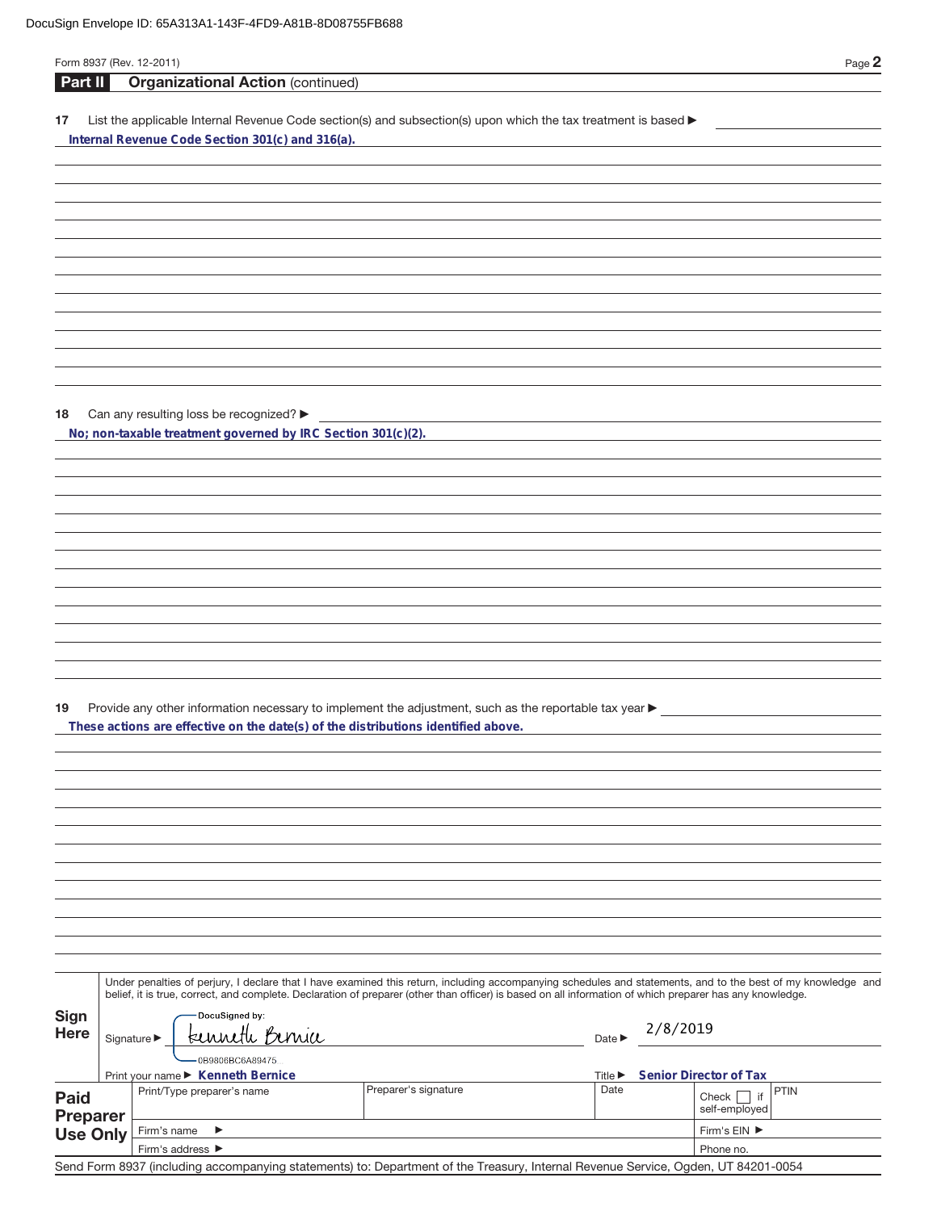DocuSign Envelope ID: 65A313A1-143F-4FD9-A81B-8D08755FB688

Form 8937 (Rev. 12-2011)

## Part II Organizational Action (continued)

**17** List the applicable Internal Revenue Code section(s) and subsection(s) upon which the tax treatment is based ▶

**Internal Revenue Code Section 301(c) and 316(a).**

**18** Can any resulting loss be recognized? ▶

**No; non-taxable treatment governed by IRC Section 301(c)(2).**

**19** Provide any other information necessary to implement the adjustment, such as the reportable tax year ▶

**These actions are effective on the date(s) of the distributions identified above.**

## Sign Here

Under penalties of perjury, I declare that I have examined this return, including accompanying schedules and statements, and to the best of my knowledge and belief, it is true, correct, and complete. Declaration of preparer (other than officer) is based on all information of which preparer has any knowledge.

Signature ▶ DocuSigned by: Kenneth Bernice 0B9808BC6A89475 Date ▶ 2/8/2019

Print your name ▶ **Kenneth Bernice** Title ▶ **Senior Director of Tax**

## Paid Preparer Use Only

| Print/Type preparer's name | Preparer's signature | Date | Check ☐ if self-employed | PTIN |
|---|---|---|---|---|
| Firm's name ▶ | | | Firm's EIN ▶ | |
| Firm's address ▶ | | | Phone no. | |

Send Form 8937 (including accompanying statements) to: Department of the Treasury, Internal Revenue Service, Ogden, UT 84201-0054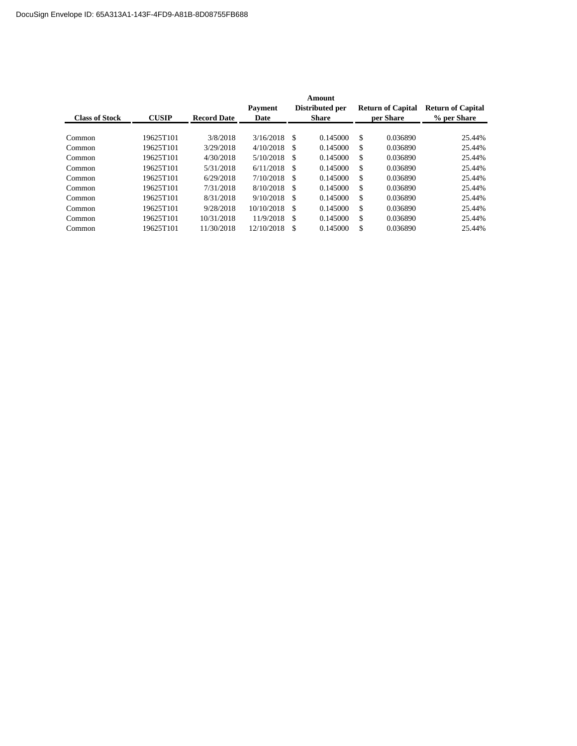| Class of Stock | CUSIP | Record Date | Payment Date | Amount Distributed per Share | Return of Capital per Share | Return of Capital % per Share |
|---|---|---|---|---|---|---|
| Common | 19625T101 | 3/8/2018 | 3/16/2018 | $ 0.145000 | $ 0.036890 | 25.44% |
| Common | 19625T101 | 3/29/2018 | 4/10/2018 | $ 0.145000 | $ 0.036890 | 25.44% |
| Common | 19625T101 | 4/30/2018 | 5/10/2018 | $ 0.145000 | $ 0.036890 | 25.44% |
| Common | 19625T101 | 5/31/2018 | 6/11/2018 | $ 0.145000 | $ 0.036890 | 25.44% |
| Common | 19625T101 | 6/29/2018 | 7/10/2018 | $ 0.145000 | $ 0.036890 | 25.44% |
| Common | 19625T101 | 7/31/2018 | 8/10/2018 | $ 0.145000 | $ 0.036890 | 25.44% |
| Common | 19625T101 | 8/31/2018 | 9/10/2018 | $ 0.145000 | $ 0.036890 | 25.44% |
| Common | 19625T101 | 9/28/2018 | 10/10/2018 | $ 0.145000 | $ 0.036890 | 25.44% |
| Common | 19625T101 | 10/31/2018 | 11/9/2018 | $ 0.145000 | $ 0.036890 | 25.44% |
| Common | 19625T101 | 11/30/2018 | 12/10/2018 | $ 0.145000 | $ 0.036890 | 25.44% |